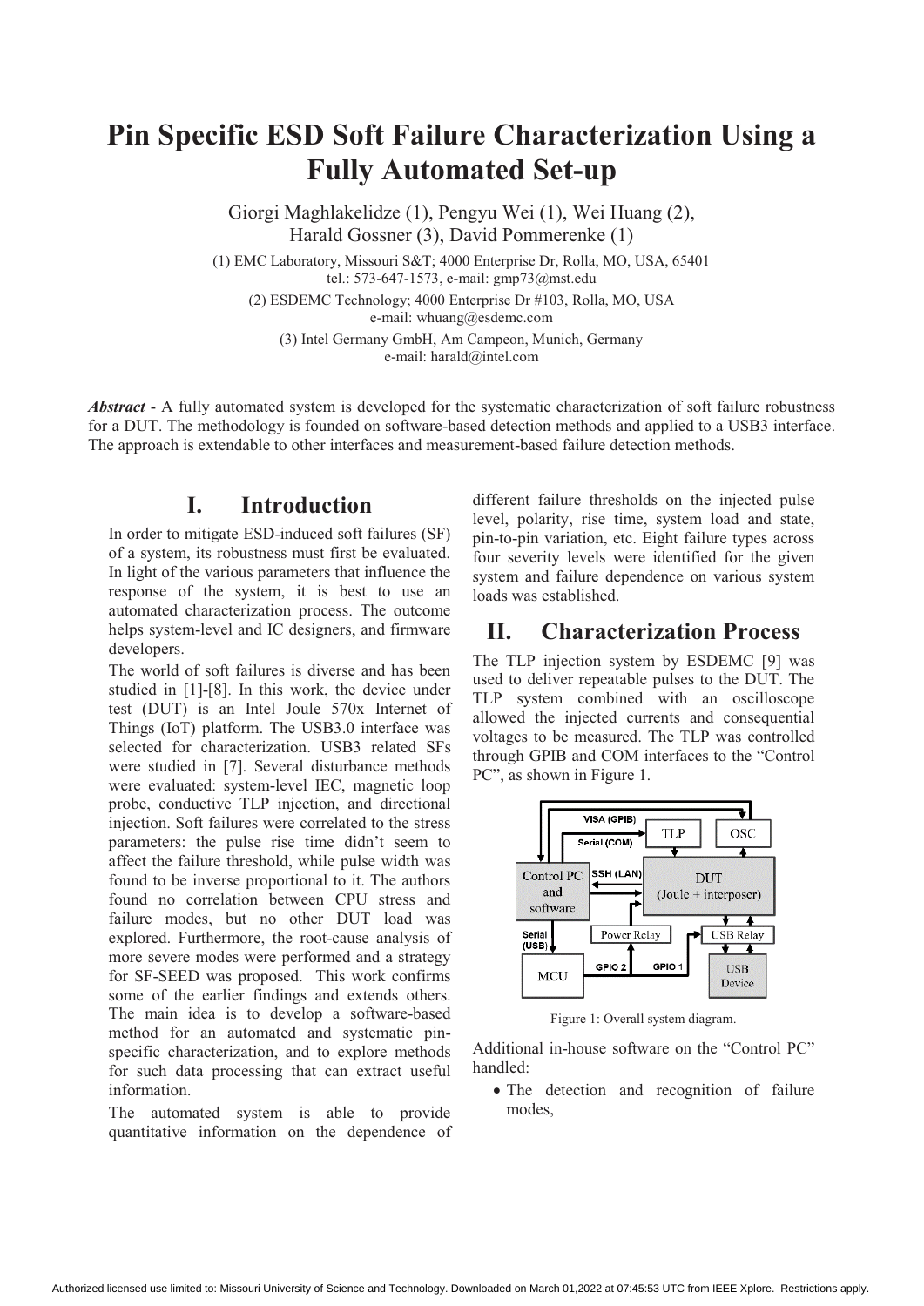# Pin Specific ESD Soft Failure Characterization Using a Fully Automated Set-up

Giorgi Maghlakelidze (1), Pengyu Wei (1), Wei Huang (2), Harald Gossner (3), David Pommerenke (1)

(1) EMC Laboratory, Missouri S&T; 4000 Enterprise Dr, Rolla, MO, USA, 65401
tel.: 573-647-1573, e-mail: gmp73@mst.edu

(2) ESDEMC Technology; 4000 Enterprise Dr #103, Rolla, MO, USA
e-mail: whuang@esdemc.com

(3) Intel Germany GmbH, Am Campeon, Munich, Germany
e-mail: harald@intel.com

***Abstract*** - A fully automated system is developed for the systematic characterization of soft failure robustness for a DUT. The methodology is founded on software-based detection methods and applied to a USB3 interface. The approach is extendable to other interfaces and measurement-based failure detection methods.

## I. Introduction

In order to mitigate ESD-induced soft failures (SF) of a system, its robustness must first be evaluated. In light of the various parameters that influence the response of the system, it is best to use an automated characterization process. The outcome helps system-level and IC designers, and firmware developers.

The world of soft failures is diverse and has been studied in [1]-[8]. In this work, the device under test (DUT) is an Intel Joule 570x Internet of Things (IoT) platform. The USB3.0 interface was selected for characterization. USB3 related SFs were studied in [7]. Several disturbance methods were evaluated: system-level IEC, magnetic loop probe, conductive TLP injection, and directional injection. Soft failures were correlated to the stress parameters: the pulse rise time didn't seem to affect the failure threshold, while pulse width was found to be inverse proportional to it. The authors found no correlation between CPU stress and failure modes, but no other DUT load was explored. Furthermore, the root-cause analysis of more severe modes were performed and a strategy for SF-SEED was proposed. This work confirms some of the earlier findings and extends others. The main idea is to develop a software-based method for an automated and systematic pin-specific characterization, and to explore methods for such data processing that can extract useful information.

The automated system is able to provide quantitative information on the dependence of different failure thresholds on the injected pulse level, polarity, rise time, system load and state, pin-to-pin variation, etc. Eight failure types across four severity levels were identified for the given system and failure dependence on various system loads was established.

## II. Characterization Process

The TLP injection system by ESDEMC [9] was used to deliver repeatable pulses to the DUT. The TLP system combined with an oscilloscope allowed the injected currents and consequential voltages to be measured. The TLP was controlled through GPIB and COM interfaces to the "Control PC", as shown in Figure 1.

Figure 1: Overall system diagram.

Additional in-house software on the "Control PC" handled:

- The detection and recognition of failure modes,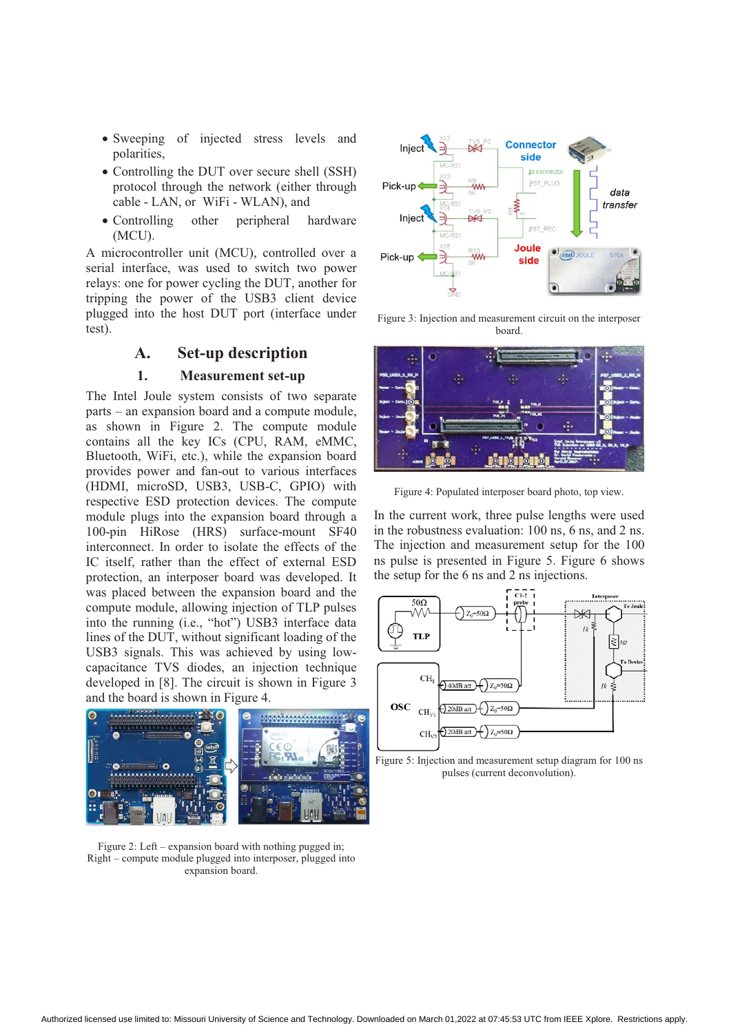- Sweeping of injected stress levels and polarities,
- Controlling the DUT over secure shell (SSH) protocol through the network (either through cable - LAN, or WiFi - WLAN), and
- Controlling other peripheral hardware (MCU).

A microcontroller unit (MCU), controlled over a serial interface, was used to switch two power relays: one for power cycling the DUT, another for tripping the power of the USB3 client device plugged into the host DUT port (interface under test).

## A. Set-up description

### 1. Measurement set-up

The Intel Joule system consists of two separate parts – an expansion board and a compute module, as shown in Figure 2. The compute module contains all the key ICs (CPU, RAM, eMMC, Bluetooth, WiFi, etc.), while the expansion board provides power and fan-out to various interfaces (HDMI, microSD, USB3, USB-C, GPIO) with respective ESD protection devices. The compute module plugs into the expansion board through a 100-pin HiRose (HRS) surface-mount SF40 interconnect. In order to isolate the effects of the IC itself, rather than the effect of external ESD protection, an interposer board was developed. It was placed between the expansion board and the compute module, allowing injection of TLP pulses into the running (i.e., "hot") USB3 interface data lines of the DUT, without significant loading of the USB3 signals. This was achieved by using low-capacitance TVS diodes, an injection technique developed in [8]. The circuit is shown in Figure 3 and the board is shown in Figure 4.

Figure 2: Left – expansion board with nothing pugged in; Right – compute module plugged into interposer, plugged into expansion board.

Figure 3: Injection and measurement circuit on the interposer board.

Figure 4: Populated interposer board photo, top view.

In the current work, three pulse lengths were used in the robustness evaluation: 100 ns, 6 ns, and 2 ns. The injection and measurement setup for the 100 ns pulse is presented in Figure 5. Figure 6 shows the setup for the 6 ns and 2 ns injections.

Figure 5: Injection and measurement setup diagram for 100 ns pulses (current deconvolution).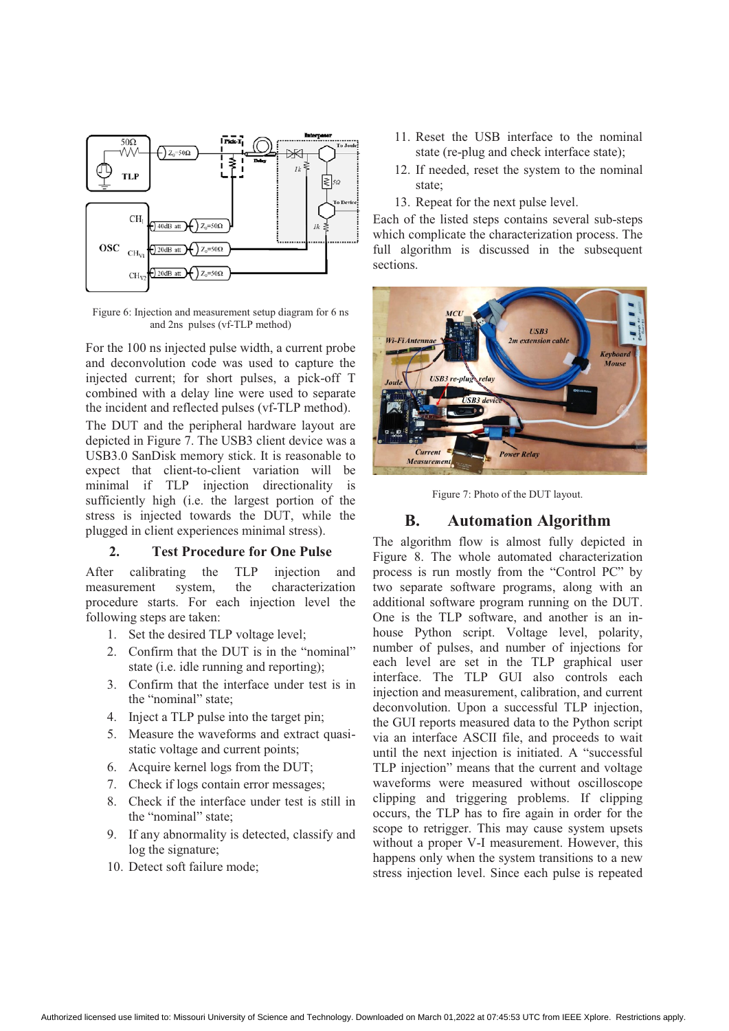Figure 6: Injection and measurement setup diagram for 6 ns and 2ns pulses (vf-TLP method)

For the 100 ns injected pulse width, a current probe and deconvolution code was used to capture the injected current; for short pulses, a pick-off T combined with a delay line were used to separate the incident and reflected pulses (vf-TLP method).

The DUT and the peripheral hardware layout are depicted in Figure 7. The USB3 client device was a USB3.0 SanDisk memory stick. It is reasonable to expect that client-to-client variation will be minimal if TLP injection directionality is sufficiently high (i.e. the largest portion of the stress is injected towards the DUT, while the plugged in client experiences minimal stress).

### 2. Test Procedure for One Pulse

After calibrating the TLP injection and measurement system, the characterization procedure starts. For each injection level the following steps are taken:

1. Set the desired TLP voltage level;
2. Confirm that the DUT is in the "nominal" state (i.e. idle running and reporting);
3. Confirm that the interface under test is in the "nominal" state;
4. Inject a TLP pulse into the target pin;
5. Measure the waveforms and extract quasi-static voltage and current points;
6. Acquire kernel logs from the DUT;
7. Check if logs contain error messages;
8. Check if the interface under test is still in the "nominal" state;
9. If any abnormality is detected, classify and log the signature;
10. Detect soft failure mode;
11. Reset the USB interface to the nominal state (re-plug and check interface state);
12. If needed, reset the system to the nominal state;
13. Repeat for the next pulse level.

Each of the listed steps contains several sub-steps which complicate the characterization process. The full algorithm is discussed in the subsequent sections.

Figure 7: Photo of the DUT layout.

## B. Automation Algorithm

The algorithm flow is almost fully depicted in Figure 8. The whole automated characterization process is run mostly from the "Control PC" by two separate software programs, along with an additional software program running on the DUT. One is the TLP software, and another is an in-house Python script. Voltage level, polarity, number of pulses, and number of injections for each level are set in the TLP graphical user interface. The TLP GUI also controls each injection and measurement, calibration, and current deconvolution. Upon a successful TLP injection, the GUI reports measured data to the Python script via an interface ASCII file, and proceeds to wait until the next injection is initiated. A "successful TLP injection" means that the current and voltage waveforms were measured without oscilloscope clipping and triggering problems. If clipping occurs, the TLP has to fire again in order for the scope to retrigger. This may cause system upsets without a proper V-I measurement. However, this happens only when the system transitions to a new stress injection level. Since each pulse is repeated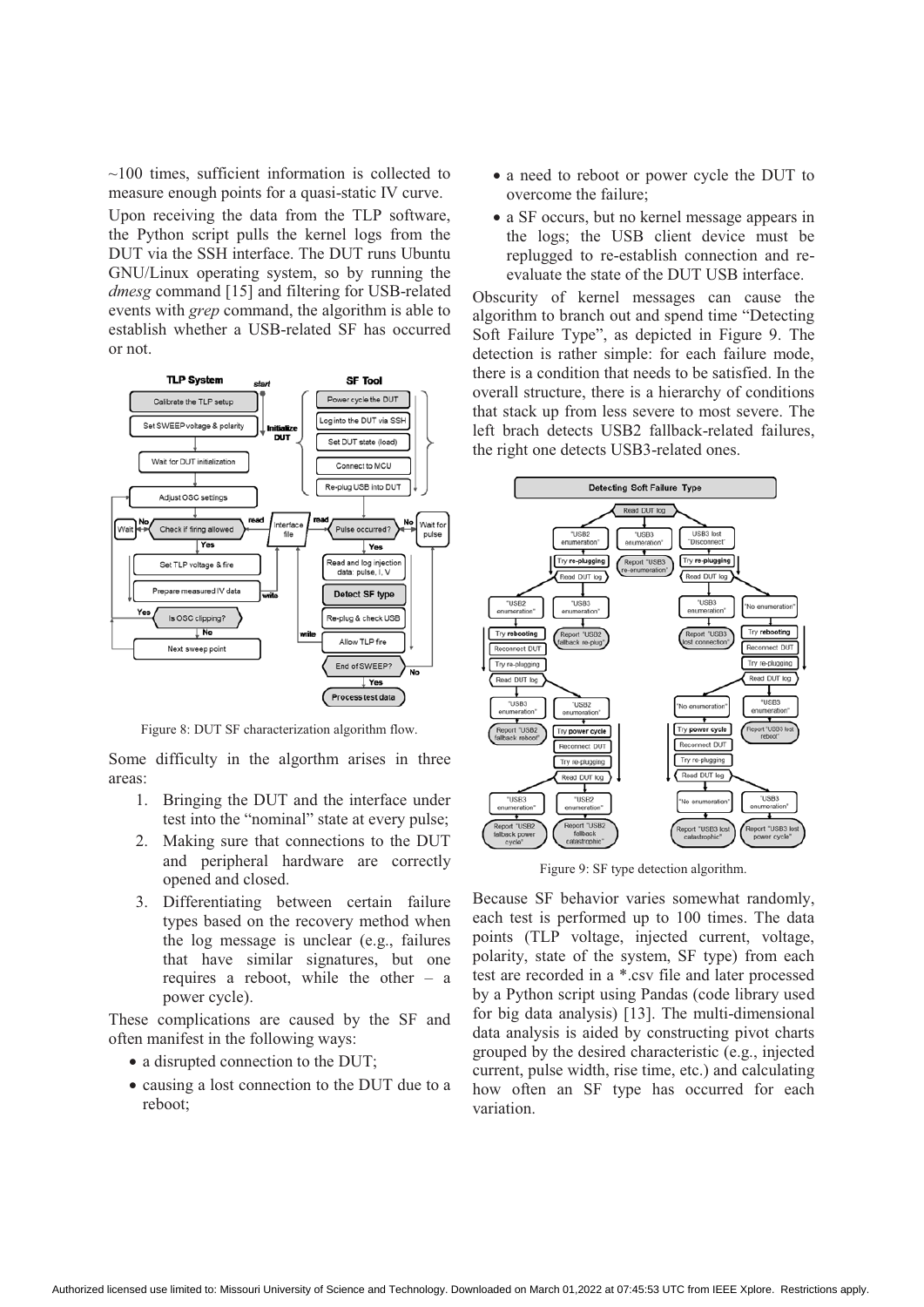~100 times, sufficient information is collected to measure enough points for a quasi-static IV curve.

Upon receiving the data from the TLP software, the Python script pulls the kernel logs from the DUT via the SSH interface. The DUT runs Ubuntu GNU/Linux operating system, so by running the *dmesg* command [15] and filtering for USB-related events with *grep* command, the algorithm is able to establish whether a USB-related SF has occurred or not.

Figure 8: DUT SF characterization algorithm flow.

Some difficulty in the algorithm arises in three areas:

1. Bringing the DUT and the interface under test into the "nominal" state at every pulse;
2. Making sure that connections to the DUT and peripheral hardware are correctly opened and closed.
3. Differentiating between certain failure types based on the recovery method when the log message is unclear (e.g., failures that have similar signatures, but one requires a reboot, while the other – a power cycle).

These complications are caused by the SF and often manifest in the following ways:

- a disrupted connection to the DUT;
- causing a lost connection to the DUT due to a reboot;
- a need to reboot or power cycle the DUT to overcome the failure;
- a SF occurs, but no kernel message appears in the logs; the USB client device must be replugged to re-establish connection and re-evaluate the state of the DUT USB interface.

Obscurity of kernel messages can cause the algorithm to branch out and spend time "Detecting Soft Failure Type", as depicted in Figure 9. The detection is rather simple: for each failure mode, there is a condition that needs to be satisfied. In the overall structure, there is a hierarchy of conditions that stack up from less severe to most severe. The left brach detects USB2 fallback-related failures, the right one detects USB3-related ones.

Figure 9: SF type detection algorithm.

Because SF behavior varies somewhat randomly, each test is performed up to 100 times. The data points (TLP voltage, injected current, voltage, polarity, state of the system, SF type) from each test are recorded in a *.csv file and later processed by a Python script using Pandas (code library used for big data analysis) [13]. The multi-dimensional data analysis is aided by constructing pivot charts grouped by the desired characteristic (e.g., injected current, pulse width, rise time, etc.) and calculating how often an SF type has occurred for each variation.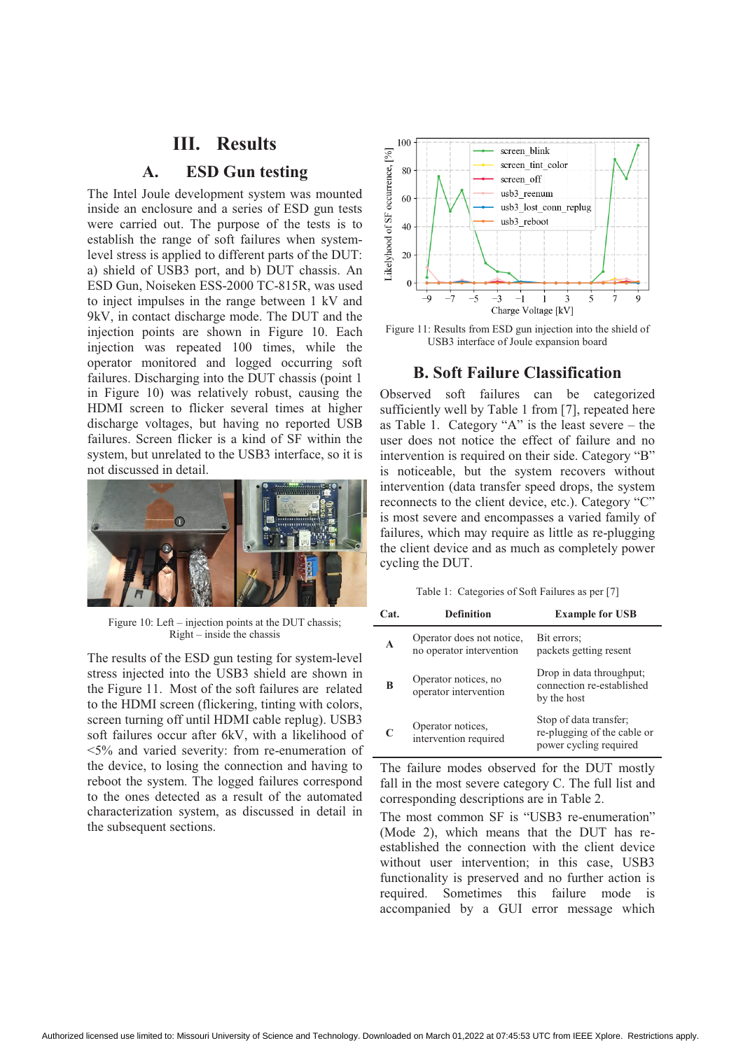## III. Results

### A. ESD Gun testing

The Intel Joule development system was mounted inside an enclosure and a series of ESD gun tests were carried out. The purpose of the tests is to establish the range of soft failures when system-level stress is applied to different parts of the DUT: a) shield of USB3 port, and b) DUT chassis. An ESD Gun, Noiseken ESS-2000 TC-815R, was used to inject impulses in the range between 1 kV and 9kV, in contact discharge mode. The DUT and the injection points are shown in Figure 10. Each injection was repeated 100 times, while the operator monitored and logged occurring soft failures. Discharging into the DUT chassis (point 1 in Figure 10) was relatively robust, causing the HDMI screen to flicker several times at higher discharge voltages, but having no reported USB failures. Screen flicker is a kind of SF within the system, but unrelated to the USB3 interface, so it is not discussed in detail.

Figure 10: Left – injection points at the DUT chassis; Right – inside the chassis

The results of the ESD gun testing for system-level stress injected into the USB3 shield are shown in the Figure 11. Most of the soft failures are related to the HDMI screen (flickering, tinting with colors, screen turning off until HDMI cable replug). USB3 soft failures occur after 6kV, with a likelihood of <5% and varied severity: from re-enumeration of the device, to losing the connection and having to reboot the system. The logged failures correspond to the ones detected as a result of the automated characterization system, as discussed in detail in the subsequent sections.

Figure 11: Results from ESD gun injection into the shield of USB3 interface of Joule expansion board

### B. Soft Failure Classification

Observed soft failures can be categorized sufficiently well by Table 1 from [7], repeated here as Table 1. Category "A" is the least severe – the user does not notice the effect of failure and no intervention is required on their side. Category "B" is noticeable, but the system recovers without intervention (data transfer speed drops, the system reconnects to the client device, etc.). Category "C" is most severe and encompasses a varied family of failures, which may require as little as re-plugging the client device and as much as completely power cycling the DUT.

Table 1: Categories of Soft Failures as per [7]

| Cat. | Definition | Example for USB |
|---|---|---|
| A | Operator does not notice, no operator intervention | Bit errors; packets getting resent |
| B | Operator notices, no operator intervention | Drop in data throughput; connection re-established by the host |
| C | Operator notices, intervention required | Stop of data transfer; re-plugging of the cable or power cycling required |

The failure modes observed for the DUT mostly fall in the most severe category C. The full list and corresponding descriptions are in Table 2.

The most common SF is "USB3 re-enumeration" (Mode 2), which means that the DUT has re-established the connection with the client device without user intervention; in this case, USB3 functionality is preserved and no further action is required. Sometimes this failure mode is accompanied by a GUI error message which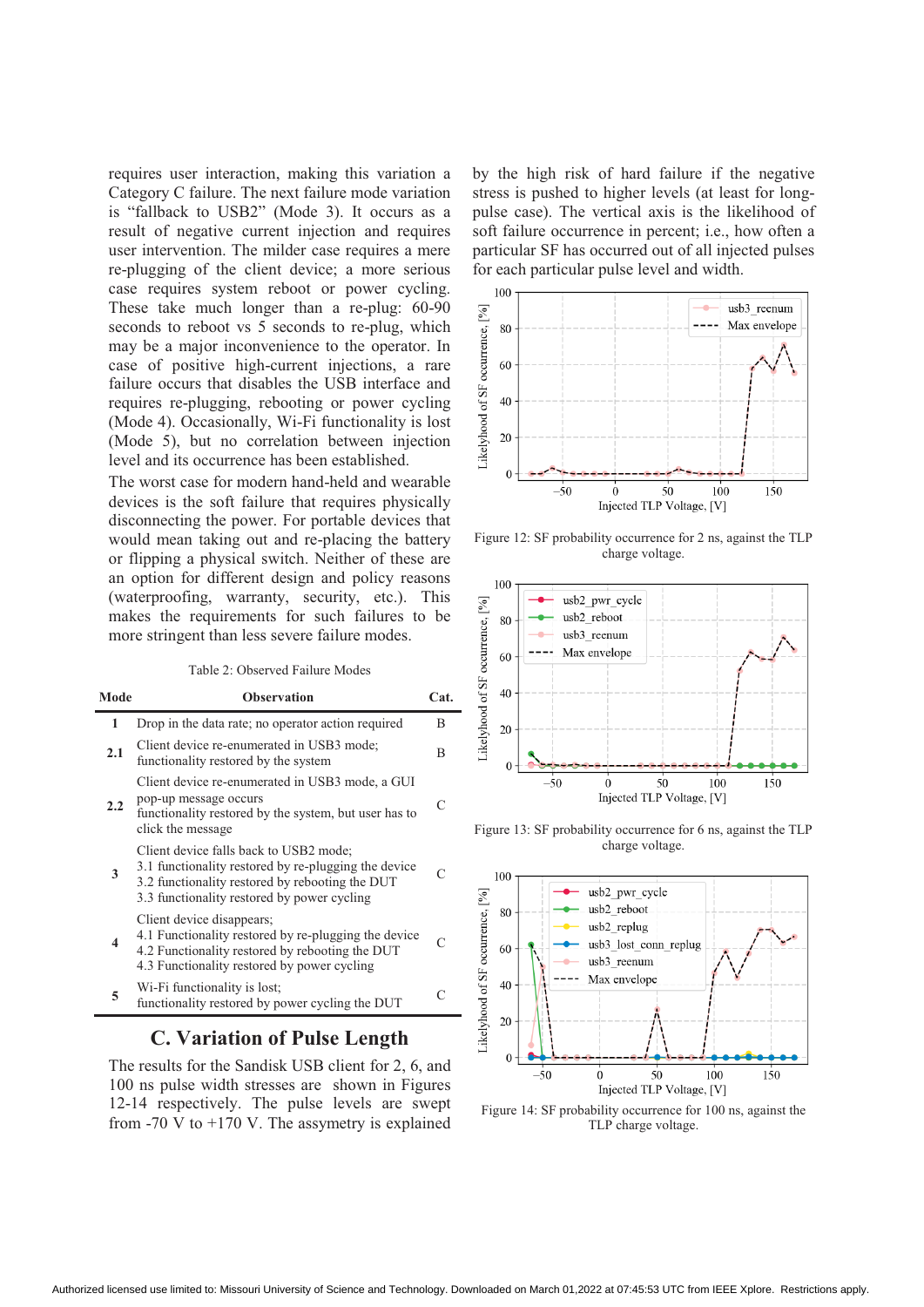requires user interaction, making this variation a Category C failure. The next failure mode variation is "fallback to USB2" (Mode 3). It occurs as a result of negative current injection and requires user intervention. The milder case requires a mere re-plugging of the client device; a more serious case requires system reboot or power cycling. These take much longer than a re-plug: 60-90 seconds to reboot vs 5 seconds to re-plug, which may be a major inconvenience to the operator. In case of positive high-current injections, a rare failure occurs that disables the USB interface and requires re-plugging, rebooting or power cycling (Mode 4). Occasionally, Wi-Fi functionality is lost (Mode 5), but no correlation between injection level and its occurrence has been established.

The worst case for modern hand-held and wearable devices is the soft failure that requires physically disconnecting the power. For portable devices that would mean taking out and re-placing the battery or flipping a physical switch. Neither of these are an option for different design and policy reasons (waterproofing, warranty, security, etc.). This makes the requirements for such failures to be more stringent than less severe failure modes.

Table 2: Observed Failure Modes

| Mode | Observation | Cat. |
|---|---|---|
| 1 | Drop in the data rate; no operator action required | B |
| 2.1 | Client device re-enumerated in USB3 mode; functionality restored by the system | B |
| 2.2 | Client device re-enumerated in USB3 mode, a GUI pop-up message occurs functionality restored by the system, but user has to click the message | C |
| 3 | Client device falls back to USB2 mode; 3.1 functionality restored by re-plugging the device 3.2 functionality restored by rebooting the DUT 3.3 functionality restored by power cycling | C |
| 4 | Client device disappears; 4.1 Functionality restored by re-plugging the device 4.2 Functionality restored by rebooting the DUT 4.3 Functionality restored by power cycling | C |
| 5 | Wi-Fi functionality is lost; functionality restored by power cycling the DUT | C |

## C. Variation of Pulse Length

The results for the Sandisk USB client for 2, 6, and 100 ns pulse width stresses are shown in Figures 12-14 respectively. The pulse levels are swept from -70 V to +170 V. The assymetry is explained by the high risk of hard failure if the negative stress is pushed to higher levels (at least for long-pulse case). The vertical axis is the likelihood of soft failure occurrence in percent; i.e., how often a particular SF has occurred out of all injected pulses for each particular pulse level and width.

Figure 12: SF probability occurrence for 2 ns, against the TLP charge voltage.

Figure 13: SF probability occurrence for 6 ns, against the TLP charge voltage.

Figure 14: SF probability occurrence for 100 ns, against the TLP charge voltage.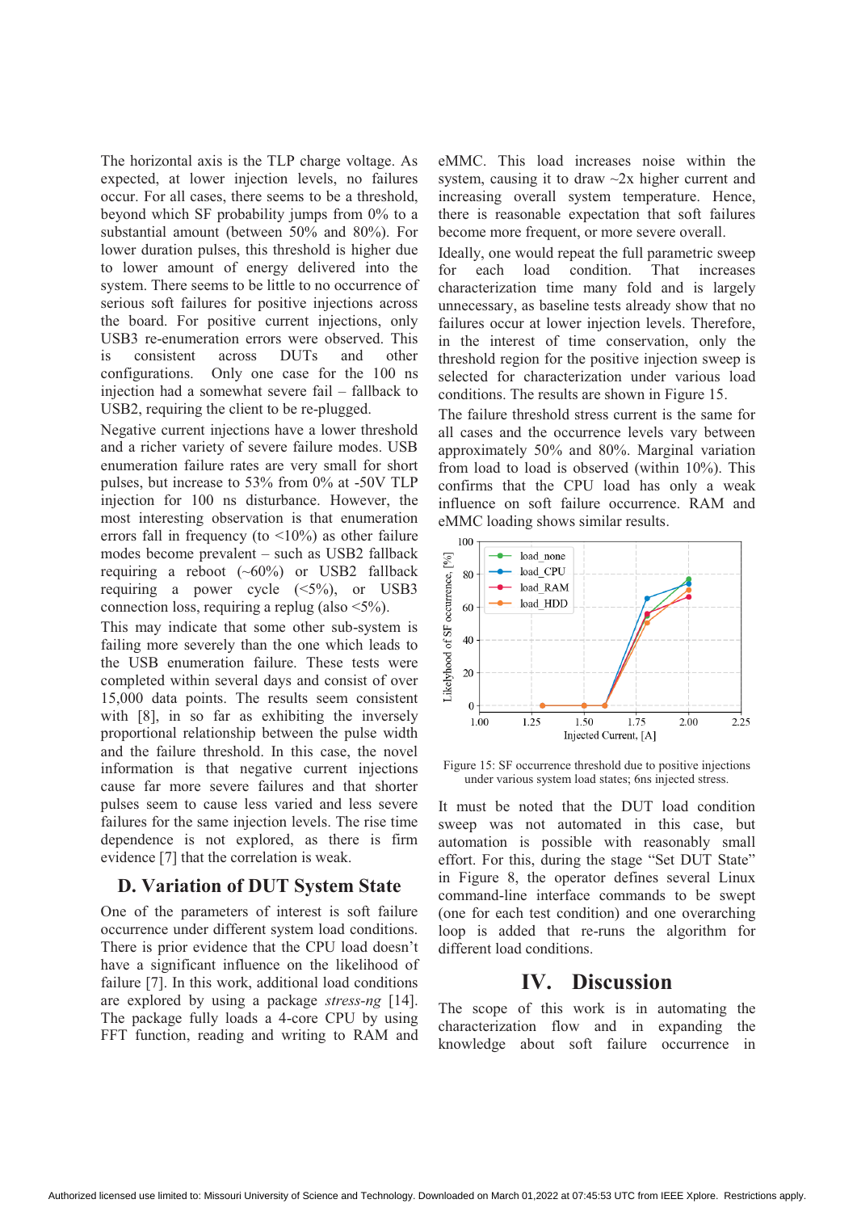The horizontal axis is the TLP charge voltage. As expected, at lower injection levels, no failures occur. For all cases, there seems to be a threshold, beyond which SF probability jumps from 0% to a substantial amount (between 50% and 80%). For lower duration pulses, this threshold is higher due to lower amount of energy delivered into the system. There seems to be little to no occurrence of serious soft failures for positive injections across the board. For positive current injections, only USB3 re-enumeration errors were observed. This is consistent across DUTs and other configurations. Only one case for the 100 ns injection had a somewhat severe fail – fallback to USB2, requiring the client to be re-plugged.

Negative current injections have a lower threshold and a richer variety of severe failure modes. USB enumeration failure rates are very small for short pulses, but increase to 53% from 0% at -50V TLP injection for 100 ns disturbance. However, the most interesting observation is that enumeration errors fall in frequency (to <10%) as other failure modes become prevalent – such as USB2 fallback requiring a reboot (~60%) or USB2 fallback requiring a power cycle (<5%), or USB3 connection loss, requiring a replug (also <5%).

This may indicate that some other sub-system is failing more severely than the one which leads to the USB enumeration failure. These tests were completed within several days and consist of over 15,000 data points. The results seem consistent with [8], in so far as exhibiting the inversely proportional relationship between the pulse width and the failure threshold. In this case, the novel information is that negative current injections cause far more severe failures and that shorter pulses seem to cause less varied and less severe failures for the same injection levels. The rise time dependence is not explored, as there is firm evidence [7] that the correlation is weak.

## D. Variation of DUT System State

One of the parameters of interest is soft failure occurrence under different system load conditions. There is prior evidence that the CPU load doesn't have a significant influence on the likelihood of failure [7]. In this work, additional load conditions are explored by using a package *stress-ng* [14]. The package fully loads a 4-core CPU by using FFT function, reading and writing to RAM and eMMC. This load increases noise within the system, causing it to draw ~2x higher current and increasing overall system temperature. Hence, there is reasonable expectation that soft failures become more frequent, or more severe overall.

Ideally, one would repeat the full parametric sweep for each load condition. That increases characterization time many fold and is largely unnecessary, as baseline tests already show that no failures occur at lower injection levels. Therefore, in the interest of time conservation, only the threshold region for the positive injection sweep is selected for characterization under various load conditions. The results are shown in Figure 15.

The failure threshold stress current is the same for all cases and the occurrence levels vary between approximately 50% and 80%. Marginal variation from load to load is observed (within 10%). This confirms that the CPU load has only a weak influence on soft failure occurrence. RAM and eMMC loading shows similar results.

Figure 15: SF occurrence threshold due to positive injections under various system load states; 6ns injected stress.

It must be noted that the DUT load condition sweep was not automated in this case, but automation is possible with reasonably small effort. For this, during the stage "Set DUT State" in Figure 8, the operator defines several Linux command-line interface commands to be swept (one for each test condition) and one overarching loop is added that re-runs the algorithm for different load conditions.

# IV. Discussion

The scope of this work is in automating the characterization flow and in expanding the knowledge about soft failure occurrence in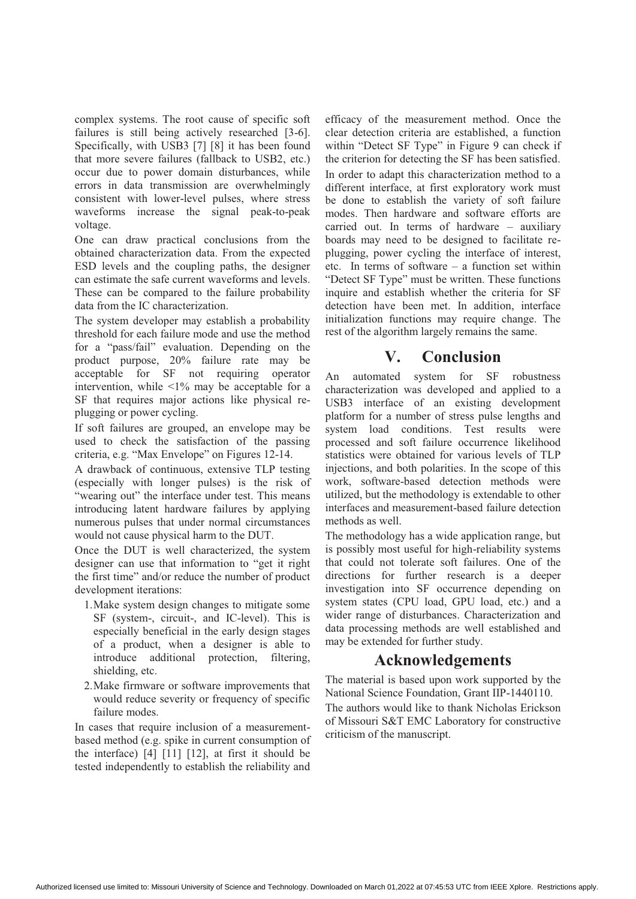complex systems. The root cause of specific soft failures is still being actively researched [3-6]. Specifically, with USB3 [7] [8] it has been found that more severe failures (fallback to USB2, etc.) occur due to power domain disturbances, while errors in data transmission are overwhelmingly consistent with lower-level pulses, where stress waveforms increase the signal peak-to-peak voltage.

One can draw practical conclusions from the obtained characterization data. From the expected ESD levels and the coupling paths, the designer can estimate the safe current waveforms and levels. These can be compared to the failure probability data from the IC characterization.

The system developer may establish a probability threshold for each failure mode and use the method for a "pass/fail" evaluation. Depending on the product purpose, 20% failure rate may be acceptable for SF not requiring operator intervention, while <1% may be acceptable for a SF that requires major actions like physical re-plugging or power cycling.

If soft failures are grouped, an envelope may be used to check the satisfaction of the passing criteria, e.g. "Max Envelope" on Figures 12-14.

A drawback of continuous, extensive TLP testing (especially with longer pulses) is the risk of "wearing out" the interface under test. This means introducing latent hardware failures by applying numerous pulses that under normal circumstances would not cause physical harm to the DUT.

Once the DUT is well characterized, the system designer can use that information to "get it right the first time" and/or reduce the number of product development iterations:

1. Make system design changes to mitigate some SF (system-, circuit-, and IC-level). This is especially beneficial in the early design stages of a product, when a designer is able to introduce additional protection, filtering, shielding, etc.
2. Make firmware or software improvements that would reduce severity or frequency of specific failure modes.

In cases that require inclusion of a measurement-based method (e.g. spike in current consumption of the interface) [4] [11] [12], at first it should be tested independently to establish the reliability and efficacy of the measurement method. Once the clear detection criteria are established, a function within "Detect SF Type" in Figure 9 can check if the criterion for detecting the SF has been satisfied.

In order to adapt this characterization method to a different interface, at first exploratory work must be done to establish the variety of soft failure modes. Then hardware and software efforts are carried out. In terms of hardware – auxiliary boards may need to be designed to facilitate re-plugging, power cycling the interface of interest, etc. In terms of software – a function set within "Detect SF Type" must be written. These functions inquire and establish whether the criteria for SF detection have been met. In addition, interface initialization functions may require change. The rest of the algorithm largely remains the same.

# V. Conclusion

An automated system for SF robustness characterization was developed and applied to a USB3 interface of an existing development platform for a number of stress pulse lengths and system load conditions. Test results were processed and soft failure occurrence likelihood statistics were obtained for various levels of TLP injections, and both polarities. In the scope of this work, software-based detection methods were utilized, but the methodology is extendable to other interfaces and measurement-based failure detection methods as well.

The methodology has a wide application range, but is possibly most useful for high-reliability systems that could not tolerate soft failures. One of the directions for further research is a deeper investigation into SF occurrence depending on system states (CPU load, GPU load, etc.) and a wider range of disturbances. Characterization and data processing methods are well established and may be extended for further study.

# Acknowledgements

The material is based upon work supported by the National Science Foundation, Grant IIP-1440110.

The authors would like to thank Nicholas Erickson of Missouri S&T EMC Laboratory for constructive criticism of the manuscript.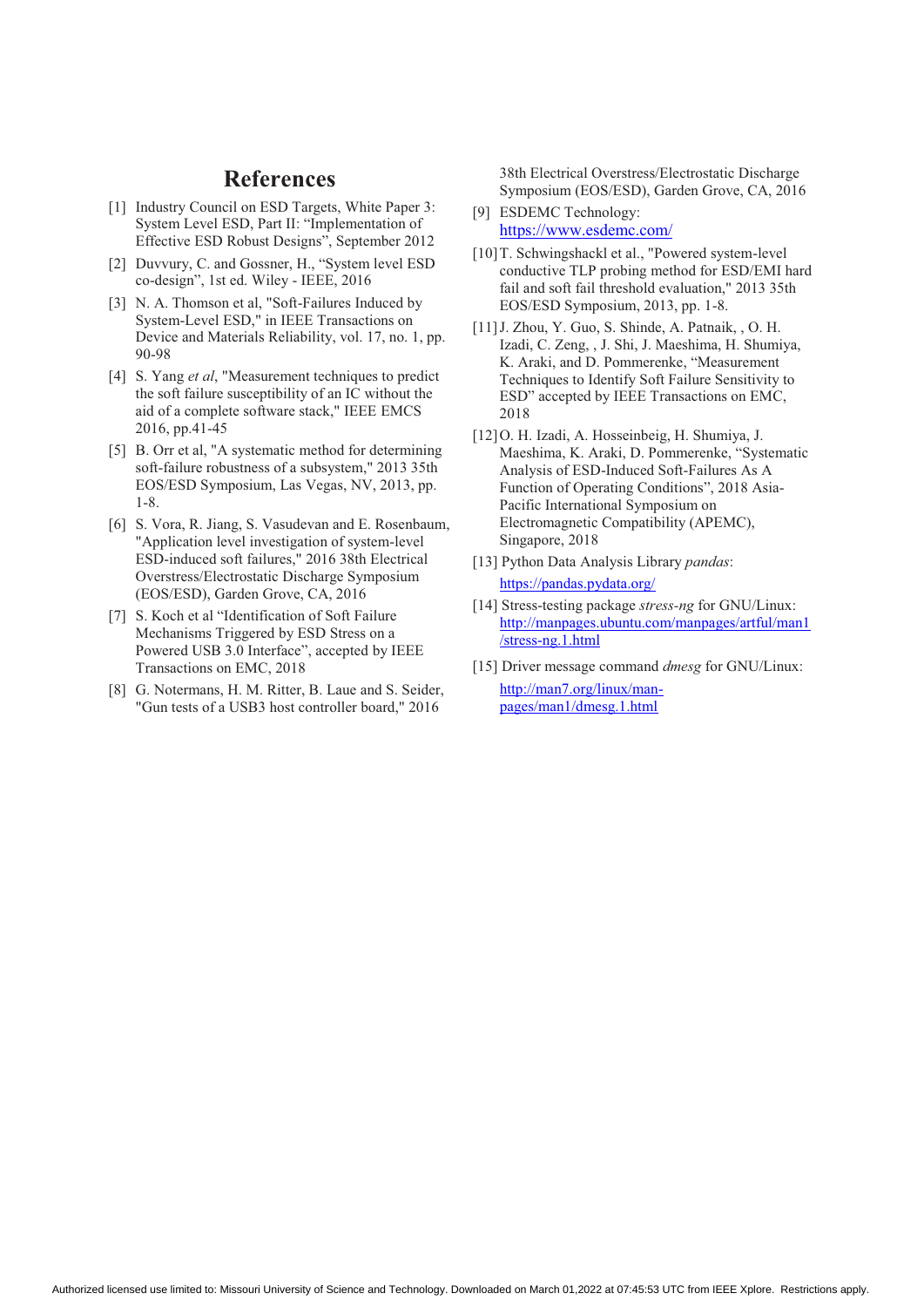# References

[1] Industry Council on ESD Targets, White Paper 3: System Level ESD, Part II: "Implementation of Effective ESD Robust Designs", September 2012

[2] Duvvury, C. and Gossner, H., "System level ESD co-design", 1st ed. Wiley - IEEE, 2016

[3] N. A. Thomson et al, "Soft-Failures Induced by System-Level ESD," in IEEE Transactions on Device and Materials Reliability, vol. 17, no. 1, pp. 90-98

[4] S. Yang *et al*, "Measurement techniques to predict the soft failure susceptibility of an IC without the aid of a complete software stack," IEEE EMCS 2016, pp.41-45

[5] B. Orr et al, "A systematic method for determining soft-failure robustness of a subsystem," 2013 35th EOS/ESD Symposium, Las Vegas, NV, 2013, pp. 1-8.

[6] S. Vora, R. Jiang, S. Vasudevan and E. Rosenbaum, "Application level investigation of system-level ESD-induced soft failures," 2016 38th Electrical Overstress/Electrostatic Discharge Symposium (EOS/ESD), Garden Grove, CA, 2016

[7] S. Koch et al "Identification of Soft Failure Mechanisms Triggered by ESD Stress on a Powered USB 3.0 Interface", accepted by IEEE Transactions on EMC, 2018

[8] G. Notermans, H. M. Ritter, B. Laue and S. Seider, "Gun tests of a USB3 host controller board," 2016 38th Electrical Overstress/Electrostatic Discharge Symposium (EOS/ESD), Garden Grove, CA, 2016

[9] ESDEMC Technology: https://www.esdemc.com/

[10] T. Schwingshackl et al., "Powered system-level conductive TLP probing method for ESD/EMI hard fail and soft fail threshold evaluation," 2013 35th EOS/ESD Symposium, 2013, pp. 1-8.

[11] J. Zhou, Y. Guo, S. Shinde, A. Patnaik, , O. H. Izadi, C. Zeng, , J. Shi, J. Maeshima, H. Shumiya, K. Araki, and D. Pommerenke, "Measurement Techniques to Identify Soft Failure Sensitivity to ESD" accepted by IEEE Transactions on EMC, 2018

[12] O. H. Izadi, A. Hosseinbeig, H. Shumiya, J. Maeshima, K. Araki, D. Pommerenke, "Systematic Analysis of ESD-Induced Soft-Failures As A Function of Operating Conditions", 2018 Asia-Pacific International Symposium on Electromagnetic Compatibility (APEMC), Singapore, 2018

[13] Python Data Analysis Library *pandas*: https://pandas.pydata.org/

[14] Stress-testing package *stress-ng* for GNU/Linux: http://manpages.ubuntu.com/manpages/artful/man1/stress-ng.1.html

[15] Driver message command *dmesg* for GNU/Linux: http://man7.org/linux/man-pages/man1/dmesg.1.html